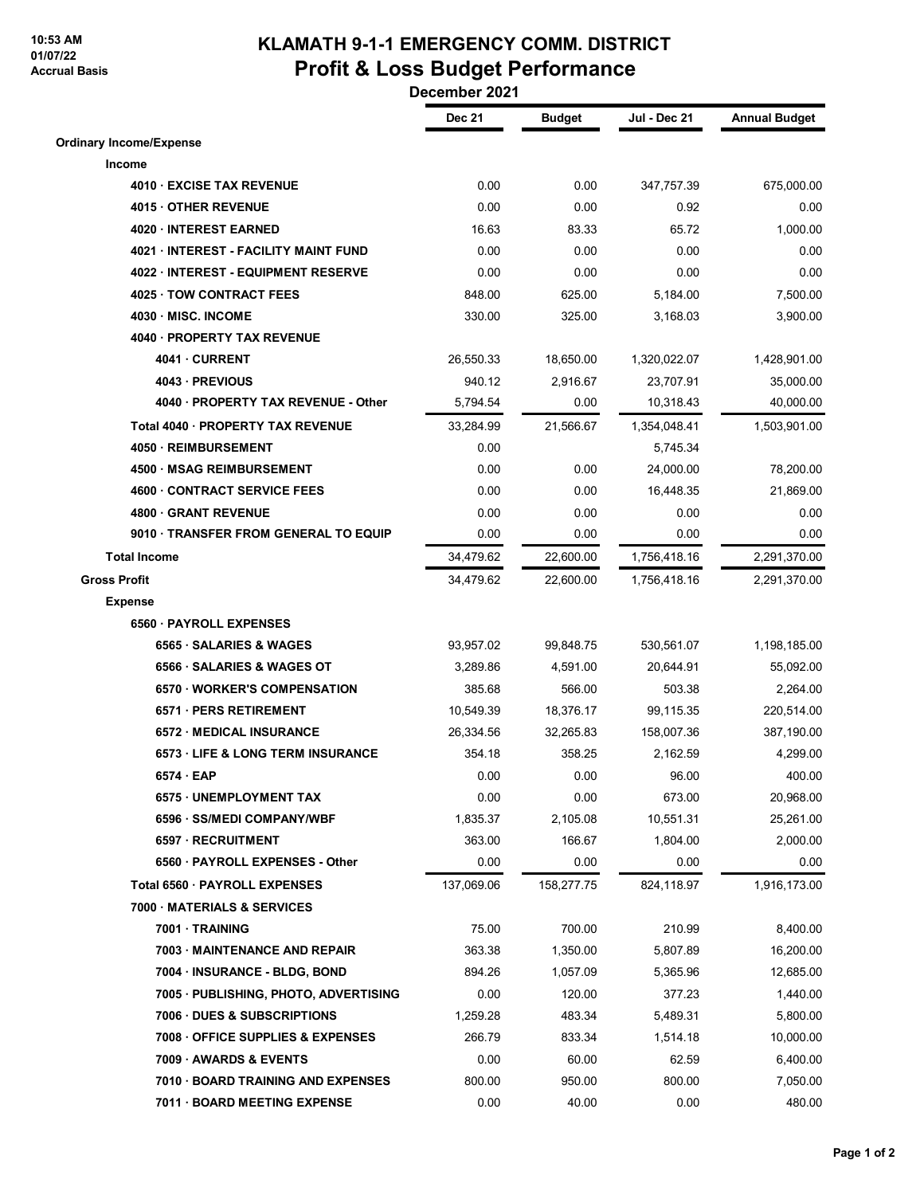# KLAMATH 9-1-1 EMERGENCY COMM. DISTRICT

## Profit & Loss Budget Performance

**December 2021**

10:53 AM
01/07/22
Accrual Basis

| | Dec 21 | Budget | Jul - Dec 21 | Annual Budget |
|---|---|---|---|---|
| **Ordinary Income/Expense** | | | | |
| **Income** | | | | |
| **4010 · EXCISE TAX REVENUE** | 0.00 | 0.00 | 347,757.39 | 675,000.00 |
| **4015 · OTHER REVENUE** | 0.00 | 0.00 | 0.92 | 0.00 |
| **4020 · INTEREST EARNED** | 16.63 | 83.33 | 65.72 | 1,000.00 |
| **4021 · INTEREST - FACILITY MAINT FUND** | 0.00 | 0.00 | 0.00 | 0.00 |
| **4022 · INTEREST - EQUIPMENT RESERVE** | 0.00 | 0.00 | 0.00 | 0.00 |
| **4025 · TOW CONTRACT FEES** | 848.00 | 625.00 | 5,184.00 | 7,500.00 |
| **4030 · MISC. INCOME** | 330.00 | 325.00 | 3,168.03 | 3,900.00 |
| **4040 · PROPERTY TAX REVENUE** | | | | |
| **4041 · CURRENT** | 26,550.33 | 18,650.00 | 1,320,022.07 | 1,428,901.00 |
| **4043 · PREVIOUS** | 940.12 | 2,916.67 | 23,707.91 | 35,000.00 |
| **4040 · PROPERTY TAX REVENUE - Other** | 5,794.54 | 0.00 | 10,318.43 | 40,000.00 |
| **Total 4040 · PROPERTY TAX REVENUE** | 33,284.99 | 21,566.67 | 1,354,048.41 | 1,503,901.00 |
| **4050 · REIMBURSEMENT** | 0.00 | | 5,745.34 | |
| **4500 · MSAG REIMBURSEMENT** | 0.00 | 0.00 | 24,000.00 | 78,200.00 |
| **4600 · CONTRACT SERVICE FEES** | 0.00 | 0.00 | 16,448.35 | 21,869.00 |
| **4800 · GRANT REVENUE** | 0.00 | 0.00 | 0.00 | 0.00 |
| **9010 · TRANSFER FROM GENERAL TO EQUIP** | 0.00 | 0.00 | 0.00 | 0.00 |
| **Total Income** | 34,479.62 | 22,600.00 | 1,756,418.16 | 2,291,370.00 |
| **Gross Profit** | 34,479.62 | 22,600.00 | 1,756,418.16 | 2,291,370.00 |
| **Expense** | | | | |
| **6560 · PAYROLL EXPENSES** | | | | |
| **6565 · SALARIES & WAGES** | 93,957.02 | 99,848.75 | 530,561.07 | 1,198,185.00 |
| **6566 · SALARIES & WAGES OT** | 3,289.86 | 4,591.00 | 20,644.91 | 55,092.00 |
| **6570 · WORKER'S COMPENSATION** | 385.68 | 566.00 | 503.38 | 2,264.00 |
| **6571 · PERS RETIREMENT** | 10,549.39 | 18,376.17 | 99,115.35 | 220,514.00 |
| **6572 · MEDICAL INSURANCE** | 26,334.56 | 32,265.83 | 158,007.36 | 387,190.00 |
| **6573 · LIFE & LONG TERM INSURANCE** | 354.18 | 358.25 | 2,162.59 | 4,299.00 |
| **6574 · EAP** | 0.00 | 0.00 | 96.00 | 400.00 |
| **6575 · UNEMPLOYMENT TAX** | 0.00 | 0.00 | 673.00 | 20,968.00 |
| **6596 · SS/MEDI COMPANY/WBF** | 1,835.37 | 2,105.08 | 10,551.31 | 25,261.00 |
| **6597 · RECRUITMENT** | 363.00 | 166.67 | 1,804.00 | 2,000.00 |
| **6560 · PAYROLL EXPENSES - Other** | 0.00 | 0.00 | 0.00 | 0.00 |
| **Total 6560 · PAYROLL EXPENSES** | 137,069.06 | 158,277.75 | 824,118.97 | 1,916,173.00 |
| **7000 · MATERIALS & SERVICES** | | | | |
| **7001 · TRAINING** | 75.00 | 700.00 | 210.99 | 8,400.00 |
| **7003 · MAINTENANCE AND REPAIR** | 363.38 | 1,350.00 | 5,807.89 | 16,200.00 |
| **7004 · INSURANCE - BLDG, BOND** | 894.26 | 1,057.09 | 5,365.96 | 12,685.00 |
| **7005 · PUBLISHING, PHOTO, ADVERTISING** | 0.00 | 120.00 | 377.23 | 1,440.00 |
| **7006 · DUES & SUBSCRIPTIONS** | 1,259.28 | 483.34 | 5,489.31 | 5,800.00 |
| **7008 · OFFICE SUPPLIES & EXPENSES** | 266.79 | 833.34 | 1,514.18 | 10,000.00 |
| **7009 · AWARDS & EVENTS** | 0.00 | 60.00 | 62.59 | 6,400.00 |
| **7010 · BOARD TRAINING AND EXPENSES** | 800.00 | 950.00 | 800.00 | 7,050.00 |
| **7011 · BOARD MEETING EXPENSE** | 0.00 | 40.00 | 0.00 | 480.00 |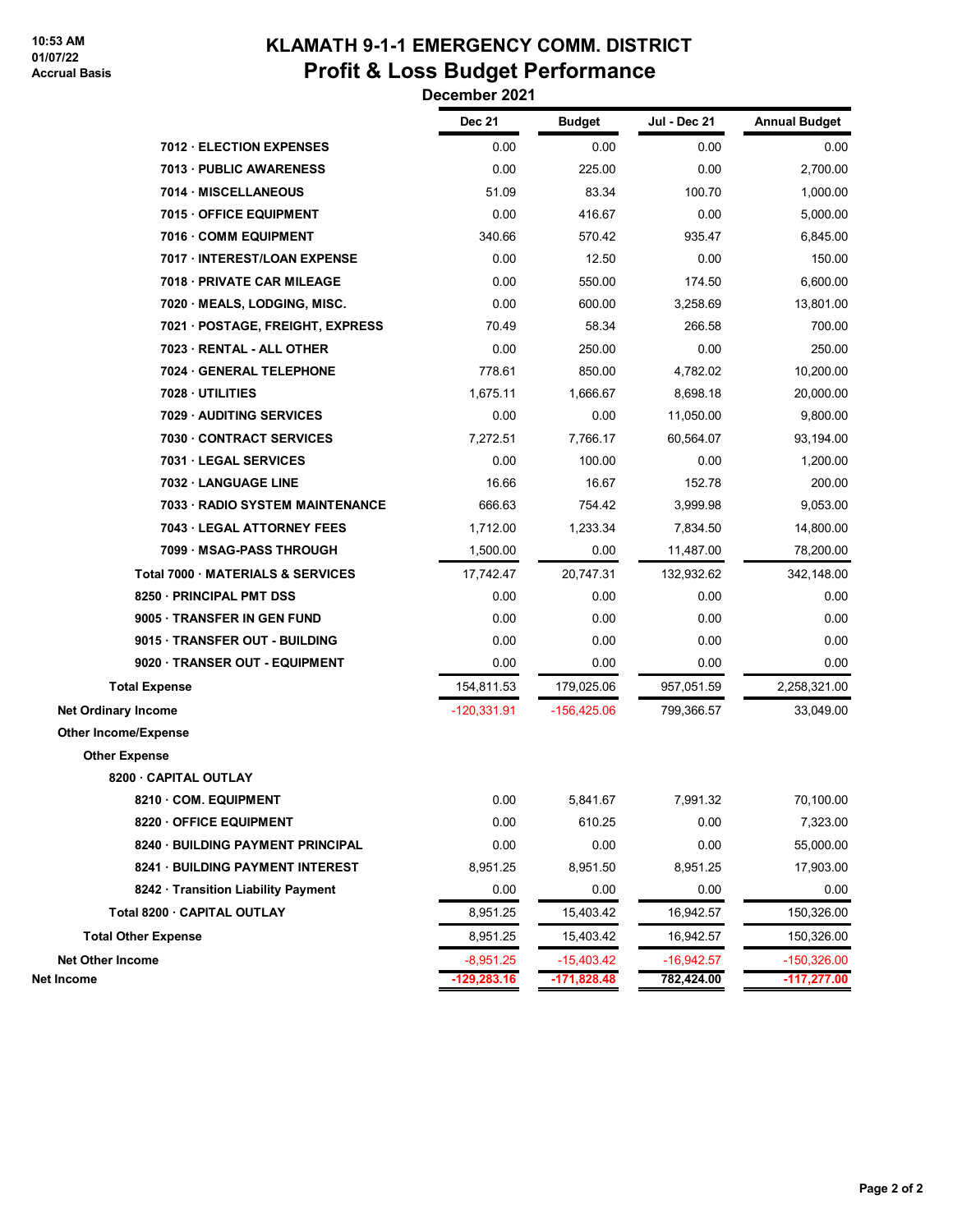10:53 AM
01/07/22
Accrual Basis

# KLAMATH 9-1-1 EMERGENCY COMM. DISTRICT
## Profit & Loss Budget Performance
### December 2021

| | Dec 21 | Budget | Jul - Dec 21 | Annual Budget |
|---|---|---|---|---|
| 7012 · ELECTION EXPENSES | 0.00 | 0.00 | 0.00 | 0.00 |
| 7013 · PUBLIC AWARENESS | 0.00 | 225.00 | 0.00 | 2,700.00 |
| 7014 · MISCELLANEOUS | 51.09 | 83.34 | 100.70 | 1,000.00 |
| 7015 · OFFICE EQUIPMENT | 0.00 | 416.67 | 0.00 | 5,000.00 |
| 7016 · COMM EQUIPMENT | 340.66 | 570.42 | 935.47 | 6,845.00 |
| 7017 · INTEREST/LOAN EXPENSE | 0.00 | 12.50 | 0.00 | 150.00 |
| 7018 · PRIVATE CAR MILEAGE | 0.00 | 550.00 | 174.50 | 6,600.00 |
| 7020 · MEALS, LODGING, MISC. | 0.00 | 600.00 | 3,258.69 | 13,801.00 |
| 7021 · POSTAGE, FREIGHT, EXPRESS | 70.49 | 58.34 | 266.58 | 700.00 |
| 7023 · RENTAL - ALL OTHER | 0.00 | 250.00 | 0.00 | 250.00 |
| 7024 · GENERAL TELEPHONE | 778.61 | 850.00 | 4,782.02 | 10,200.00 |
| 7028 · UTILITIES | 1,675.11 | 1,666.67 | 8,698.18 | 20,000.00 |
| 7029 · AUDITING SERVICES | 0.00 | 0.00 | 11,050.00 | 9,800.00 |
| 7030 · CONTRACT SERVICES | 7,272.51 | 7,766.17 | 60,564.07 | 93,194.00 |
| 7031 · LEGAL SERVICES | 0.00 | 100.00 | 0.00 | 1,200.00 |
| 7032 · LANGUAGE LINE | 16.66 | 16.67 | 152.78 | 200.00 |
| 7033 · RADIO SYSTEM MAINTENANCE | 666.63 | 754.42 | 3,999.98 | 9,053.00 |
| 7043 · LEGAL ATTORNEY FEES | 1,712.00 | 1,233.34 | 7,834.50 | 14,800.00 |
| 7099 · MSAG-PASS THROUGH | 1,500.00 | 0.00 | 11,487.00 | 78,200.00 |
| Total 7000 · MATERIALS & SERVICES | 17,742.47 | 20,747.31 | 132,932.62 | 342,148.00 |
| 8250 · PRINCIPAL PMT DSS | 0.00 | 0.00 | 0.00 | 0.00 |
| 9005 · TRANSFER IN GEN FUND | 0.00 | 0.00 | 0.00 | 0.00 |
| 9015 · TRANSFER OUT - BUILDING | 0.00 | 0.00 | 0.00 | 0.00 |
| 9020 · TRANSER OUT - EQUIPMENT | 0.00 | 0.00 | 0.00 | 0.00 |
| Total Expense | 154,811.53 | 179,025.06 | 957,051.59 | 2,258,321.00 |
| Net Ordinary Income | -120,331.91 | -156,425.06 | 799,366.57 | 33,049.00 |
| Other Income/Expense | | | | |
| Other Expense | | | | |
| 8200 · CAPITAL OUTLAY | | | | |
| 8210 · COM. EQUIPMENT | 0.00 | 5,841.67 | 7,991.32 | 70,100.00 |
| 8220 · OFFICE EQUIPMENT | 0.00 | 610.25 | 0.00 | 7,323.00 |
| 8240 · BUILDING PAYMENT PRINCIPAL | 0.00 | 0.00 | 0.00 | 55,000.00 |
| 8241 · BUILDING PAYMENT INTEREST | 8,951.25 | 8,951.50 | 8,951.25 | 17,903.00 |
| 8242 · Transition Liability Payment | 0.00 | 0.00 | 0.00 | 0.00 |
| Total 8200 · CAPITAL OUTLAY | 8,951.25 | 15,403.42 | 16,942.57 | 150,326.00 |
| Total Other Expense | 8,951.25 | 15,403.42 | 16,942.57 | 150,326.00 |
| Net Other Income | -8,951.25 | -15,403.42 | -16,942.57 | -150,326.00 |
| Net Income | -129,283.16 | -171,828.48 | 782,424.00 | -117,277.00 |